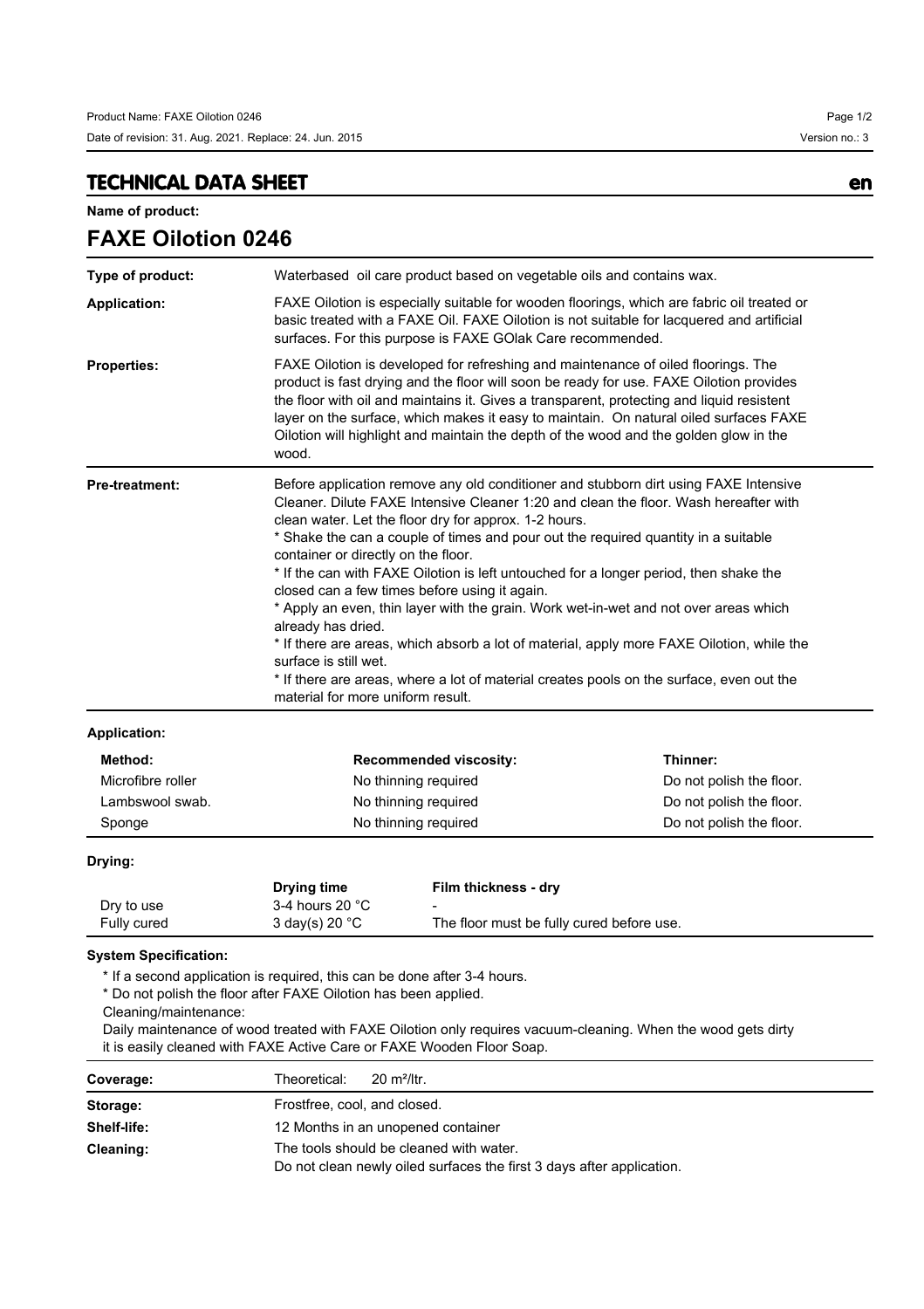## TECHNICAL DATA SHEET

en

**Name of product:**

# FAXE Oilotion 0246

| | |
|---|---|
| **Type of product:** | Waterbased oil care product based on vegetable oils and contains wax. |
| **Application:** | FAXE Oilotion is especially suitable for wooden floorings, which are fabric oil treated or basic treated with a FAXE Oil. FAXE Oilotion is not suitable for lacquered and artificial surfaces. For this purpose is FAXE GOlak Care recommended. |
| **Properties:** | FAXE Oilotion is developed for refreshing and maintenance of oiled floorings. The product is fast drying and the floor will soon be ready for use. FAXE Oilotion provides the floor with oil and maintains it. Gives a transparent, protecting and liquid resistent layer on the surface, which makes it easy to maintain. On natural oiled surfaces FAXE Oilotion will highlight and maintain the depth of the wood and the golden glow in the wood. |
| **Pre-treatment:** | Before application remove any old conditioner and stubborn dirt using FAXE Intensive Cleaner. Dilute FAXE Intensive Cleaner 1:20 and clean the floor. Wash hereafter with clean water. Let the floor dry for approx. 1-2 hours.<br>* Shake the can a couple of times and pour out the required quantity in a suitable container or directly on the floor.<br>* If the can with FAXE Oilotion is left untouched for a longer period, then shake the closed can a few times before using it again.<br>* Apply an even, thin layer with the grain. Work wet-in-wet and not over areas which already has dried.<br>* If there are areas, which absorb a lot of material, apply more FAXE Oilotion, while the surface is still wet.<br>* If there are areas, where a lot of material creates pools on the surface, even out the material for more uniform result. |

**Application:**

| Method: | Recommended viscosity: | Thinner: |
|---|---|---|
| Microfibre roller | No thinning required | Do not polish the floor. |
| Lambswool swab. | No thinning required | Do not polish the floor. |
| Sponge | No thinning required | Do not polish the floor. |

**Drying:**

| | Drying time | Film thickness - dry |
|---|---|---|
| Dry to use | 3-4 hours 20 °C | - |
| Fully cured | 3 day(s) 20 °C | The floor must be fully cured before use. |

**System Specification:**

* If a second application is required, this can be done after 3-4 hours.
* Do not polish the floor after FAXE Oilotion has been applied.

Cleaning/maintenance:

Daily maintenance of wood treated with FAXE Oilotion only requires vacuum-cleaning. When the wood gets dirty it is easily cleaned with FAXE Active Care or FAXE Wooden Floor Soap.

| | |
|---|---|
| **Coverage:** | Theoretical: 20 m²/ltr. |
| **Storage:** | Frostfree, cool, and closed. |
| **Shelf-life:** | 12 Months in an unopened container |
| **Cleaning:** | The tools should be cleaned with water.<br>Do not clean newly oiled surfaces the first 3 days after application. |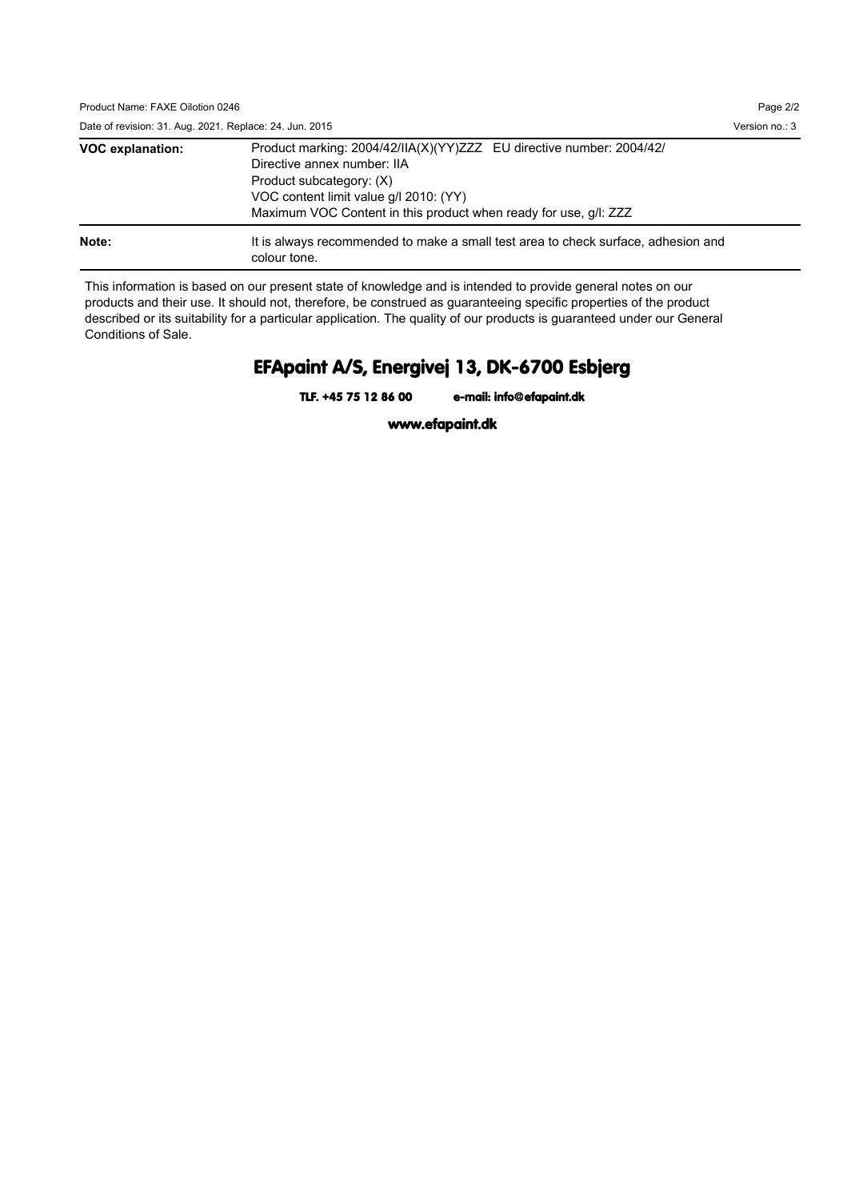| | |
|---|---|
| **VOC explanation:** | Product marking: 2004/42/IIA(X)(YY)ZZZ EU directive number: 2004/42/<br>Directive annex number: IIA<br>Product subcategory: (X)<br>VOC content limit value g/l 2010: (YY)<br>Maximum VOC Content in this product when ready for use, g/l: ZZZ |
| **Note:** | It is always recommended to make a small test area to check surface, adhesion and colour tone. |

This information is based on our present state of knowledge and is intended to provide general notes on our products and their use. It should not, therefore, be construed as guaranteeing specific properties of the product described or its suitability for a particular application. The quality of our products is guaranteed under our General Conditions of Sale.

**EFApaint A/S, Energivej 13, DK-6700 Esbjerg**

**TLF. +45 75 12 86 00 e-mail: info@efapaint.dk**

**www.efapaint.dk**